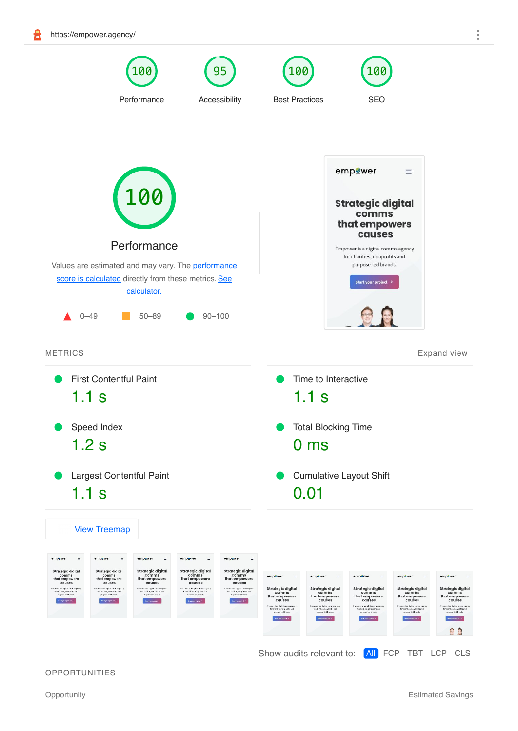https://empower.agency/

| 100 | 95 | 100 | 100 |
|---|---|---|---|
| Performance | Accessibility | Best Practices | SEO |

# 100

## Performance

Values are estimated and may vary. The performance score is calculated directly from these metrics. See calculator.

▲ 0–49 ■ 50–89 ● 90–100

## METRICS

Expand view

| Metric | Value |
|---|---|
| First Contentful Paint | 1.1 s |
| Time to Interactive | 1.1 s |
| Speed Index | 1.2 s |
| Total Blocking Time | 0 ms |
| Largest Contentful Paint | 1.1 s |
| Cumulative Layout Shift | 0.01 |

View Treemap

Show audits relevant to: All FCP TBT LCP CLS

## OPPORTUNITIES

| Opportunity | Estimated Savings |
|---|---|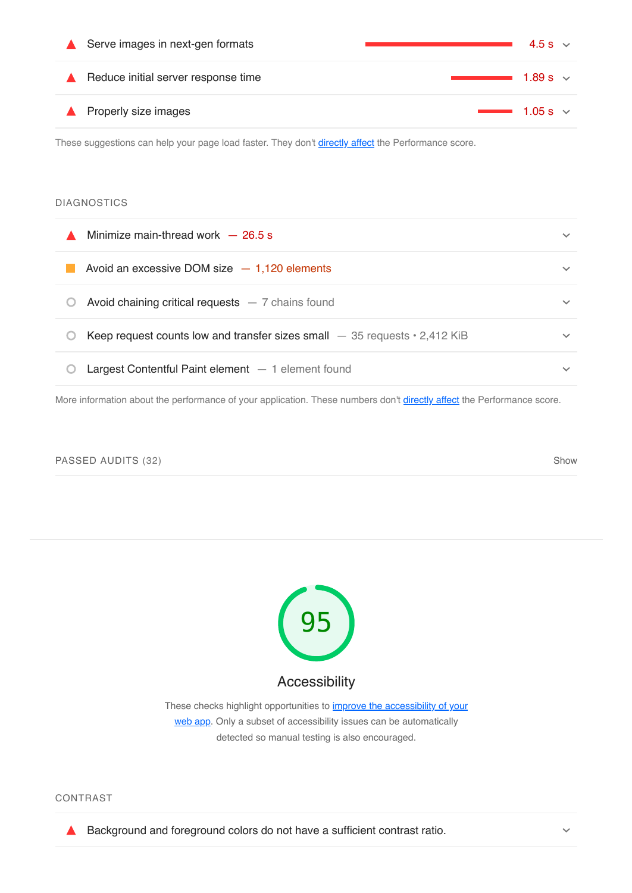| Opportunity | Estimated Savings |
| --- | --- |
| Serve images in next-gen formats | 4.5 s |
| Reduce initial server response time | 1.89 s |
| Properly size images | 1.05 s |

These suggestions can help your page load faster. They don't directly affect the Performance score.

## DIAGNOSTICS

- Minimize main-thread work — 26.5 s
- Avoid an excessive DOM size — 1,120 elements
- Avoid chaining critical requests — 7 chains found
- Keep request counts low and transfer sizes small — 35 requests • 2,412 KiB
- Largest Contentful Paint element — 1 element found

More information about the performance of your application. These numbers don't directly affect the Performance score.

## PASSED AUDITS (32)

Show

---

# 95

# Accessibility

These checks highlight opportunities to improve the accessibility of your web app. Only a subset of accessibility issues can be automatically detected so manual testing is also encouraged.

## CONTRAST

- Background and foreground colors do not have a sufficient contrast ratio.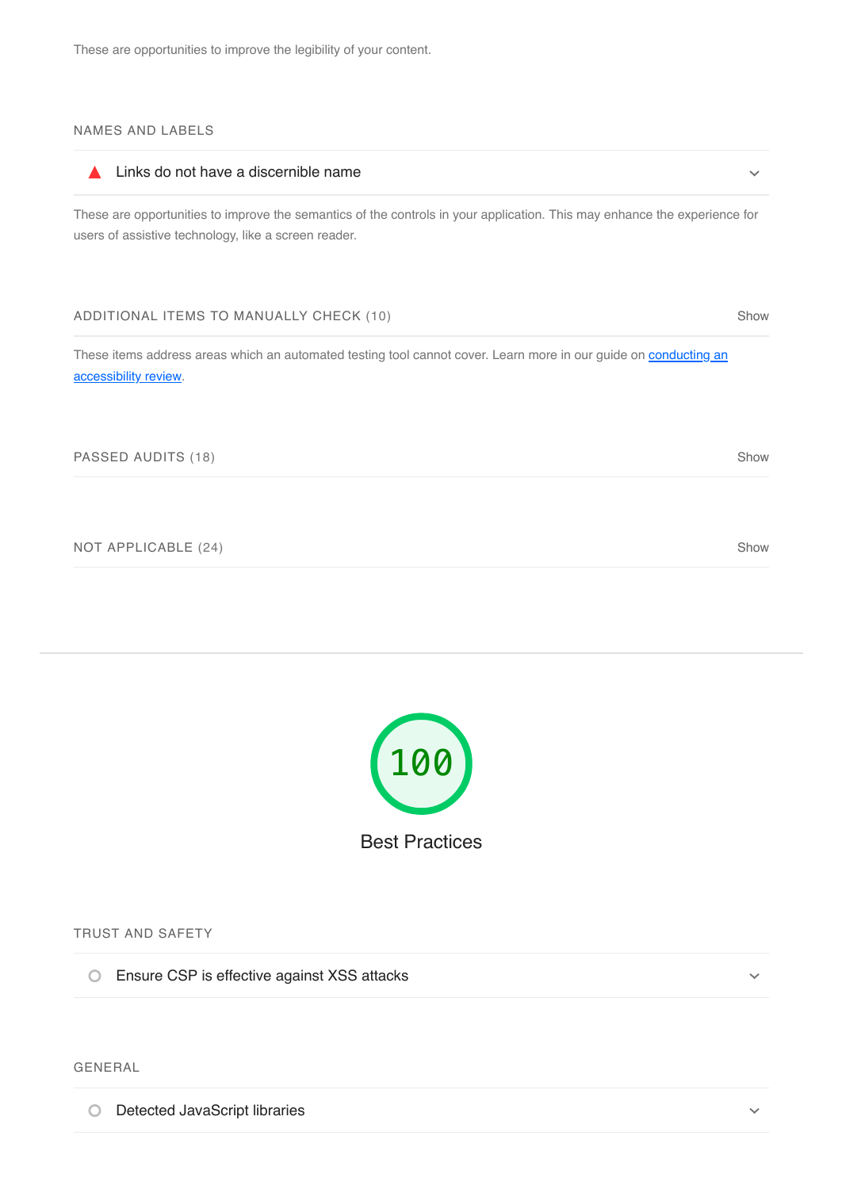These are opportunities to improve the legibility of your content.

## NAMES AND LABELS

- ▲ Links do not have a discernible name

These are opportunities to improve the semantics of the controls in your application. This may enhance the experience for users of assistive technology, like a screen reader.

## ADDITIONAL ITEMS TO MANUALLY CHECK (10)

Show

These items address areas which an automated testing tool cannot cover. Learn more in our guide on [conducting an accessibility review](#).

## PASSED AUDITS (18)

Show

## NOT APPLICABLE (24)

Show

---

# 100

# Best Practices

## TRUST AND SAFETY

- ○ Ensure CSP is effective against XSS attacks

## GENERAL

- ○ Detected JavaScript libraries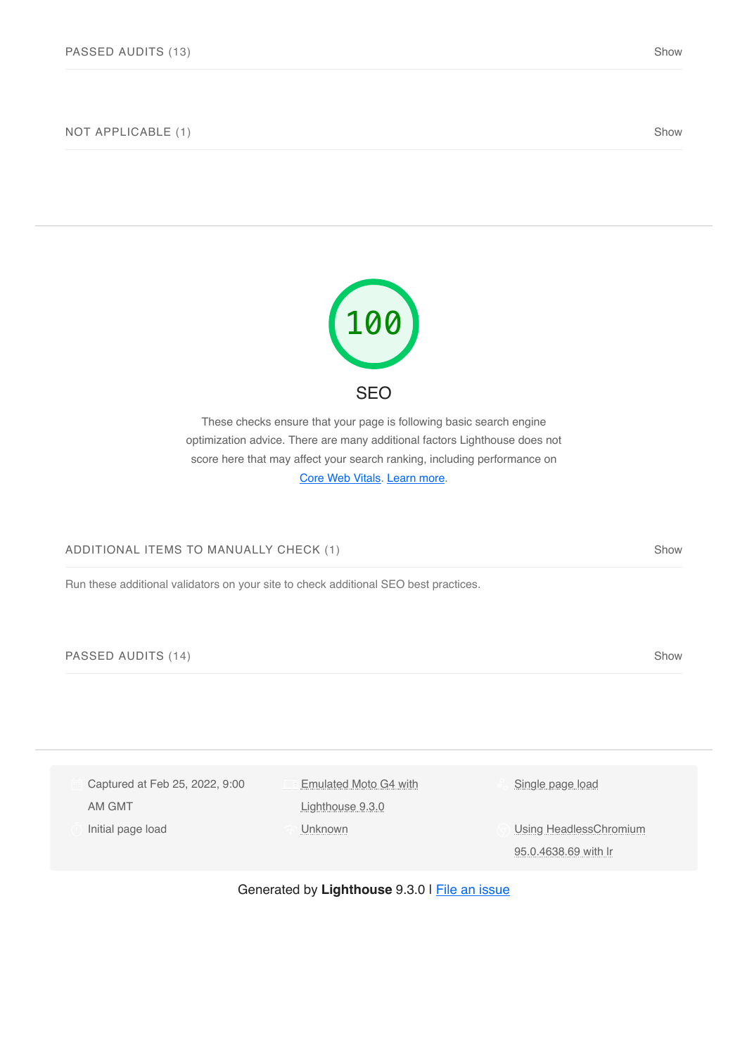PASSED AUDITS (13) Show

NOT APPLICABLE (1) Show

100

## SEO

These checks ensure that your page is following basic search engine optimization advice. There are many additional factors Lighthouse does not score here that may affect your search ranking, including performance on Core Web Vitals. Learn more.

ADDITIONAL ITEMS TO MANUALLY CHECK (1) Show

Run these additional validators on your site to check additional SEO best practices.

PASSED AUDITS (14) Show

Captured at Feb 25, 2022, 9:00 AM GMT

Initial page load

Emulated Moto G4 with Lighthouse 9.3.0

Unknown

Single page load

Using HeadlessChromium 95.0.4638.69 with lr

Generated by **Lighthouse** 9.3.0 | File an issue